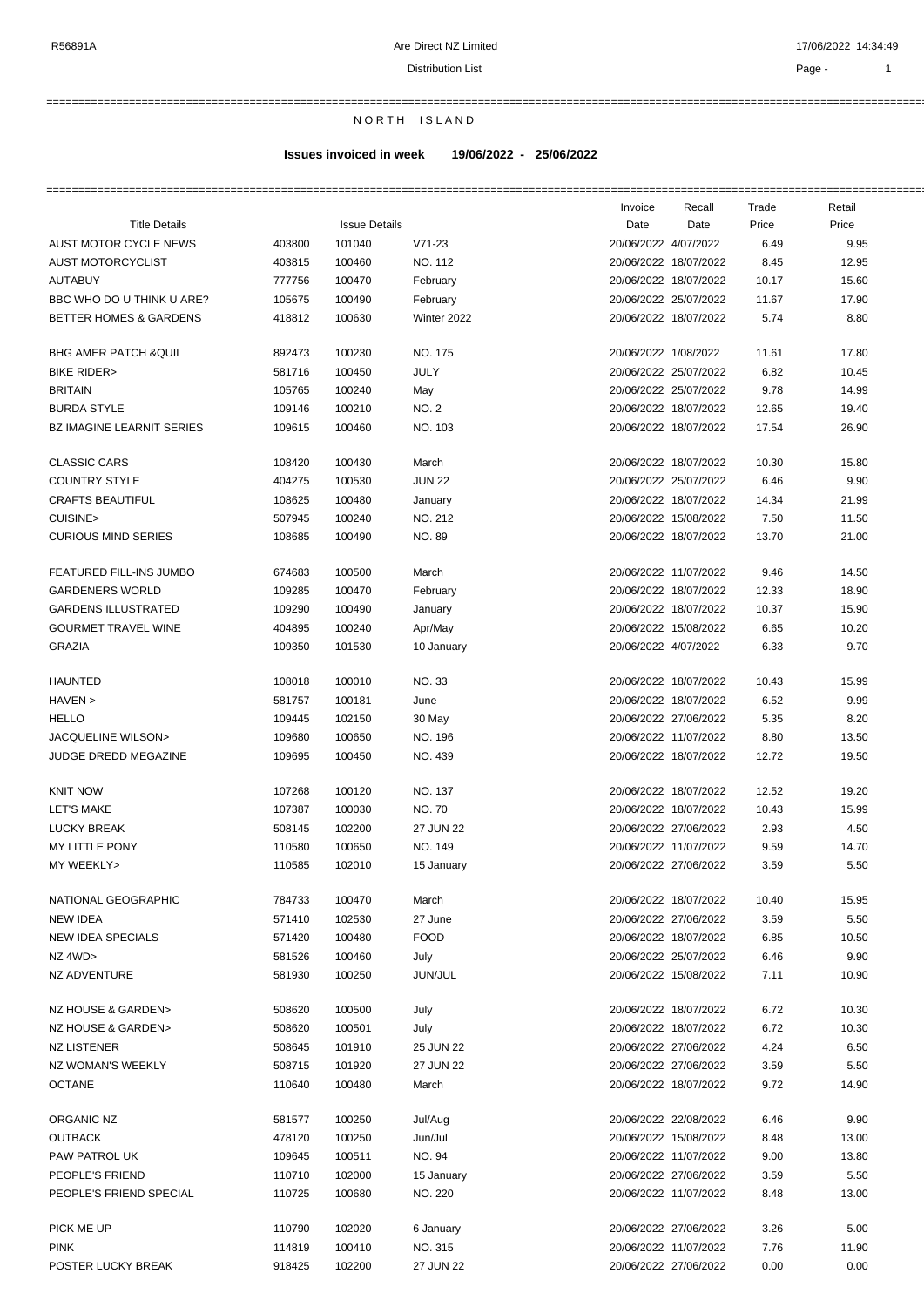Distribution List

# N O R T H   I S L A N D

**Issues invoiced in week    19/06/2022  -  25/06/2022**

| Title Details | | Issue Details | | Invoice Date | Recall Date | Trade Price | Retail Price |
|---|---|---|---|---|---|---|---|
| AUST MOTOR CYCLE NEWS | 403800 | 101040 | V71-23 | 20/06/2022 | 4/07/2022 | 6.49 | 9.95 |
| AUST MOTORCYCLIST | 403815 | 100460 | NO. 112 | 20/06/2022 | 18/07/2022 | 8.45 | 12.95 |
| AUTABUY | 777756 | 100470 | February | 20/06/2022 | 18/07/2022 | 10.17 | 15.60 |
| BBC WHO DO U THINK U ARE? | 105675 | 100490 | February | 20/06/2022 | 25/07/2022 | 11.67 | 17.90 |
| BETTER HOMES & GARDENS | 418812 | 100630 | Winter 2022 | 20/06/2022 | 18/07/2022 | 5.74 | 8.80 |
| BHG AMER PATCH &QUIL | 892473 | 100230 | NO. 175 | 20/06/2022 | 1/08/2022 | 11.61 | 17.80 |
| BIKE RIDER> | 581716 | 100450 | JULY | 20/06/2022 | 25/07/2022 | 6.82 | 10.45 |
| BRITAIN | 105765 | 100240 | May | 20/06/2022 | 25/07/2022 | 9.78 | 14.99 |
| BURDA STYLE | 109146 | 100210 | NO. 2 | 20/06/2022 | 18/07/2022 | 12.65 | 19.40 |
| BZ IMAGINE LEARNIT SERIES | 109615 | 100460 | NO. 103 | 20/06/2022 | 18/07/2022 | 17.54 | 26.90 |
| CLASSIC CARS | 108420 | 100430 | March | 20/06/2022 | 18/07/2022 | 10.30 | 15.80 |
| COUNTRY STYLE | 404275 | 100530 | JUN 22 | 20/06/2022 | 25/07/2022 | 6.46 | 9.90 |
| CRAFTS BEAUTIFUL | 108625 | 100480 | January | 20/06/2022 | 18/07/2022 | 14.34 | 21.99 |
| CUISINE> | 507945 | 100240 | NO. 212 | 20/06/2022 | 15/08/2022 | 7.50 | 11.50 |
| CURIOUS MIND SERIES | 108685 | 100490 | NO. 89 | 20/06/2022 | 18/07/2022 | 13.70 | 21.00 |
| FEATURED FILL-INS JUMBO | 674683 | 100500 | March | 20/06/2022 | 11/07/2022 | 9.46 | 14.50 |
| GARDENERS WORLD | 109285 | 100470 | February | 20/06/2022 | 18/07/2022 | 12.33 | 18.90 |
| GARDENS ILLUSTRATED | 109290 | 100490 | January | 20/06/2022 | 18/07/2022 | 10.37 | 15.90 |
| GOURMET TRAVEL WINE | 404895 | 100240 | Apr/May | 20/06/2022 | 15/08/2022 | 6.65 | 10.20 |
| GRAZIA | 109350 | 101530 | 10 January | 20/06/2022 | 4/07/2022 | 6.33 | 9.70 |
| HAUNTED | 108018 | 100010 | NO. 33 | 20/06/2022 | 18/07/2022 | 10.43 | 15.99 |
| HAVEN > | 581757 | 100181 | June | 20/06/2022 | 18/07/2022 | 6.52 | 9.99 |
| HELLO | 109445 | 102150 | 30 May | 20/06/2022 | 27/06/2022 | 5.35 | 8.20 |
| JACQUELINE WILSON> | 109680 | 100650 | NO. 196 | 20/06/2022 | 11/07/2022 | 8.80 | 13.50 |
| JUDGE DREDD MEGAZINE | 109695 | 100450 | NO. 439 | 20/06/2022 | 18/07/2022 | 12.72 | 19.50 |
| KNIT NOW | 107268 | 100120 | NO. 137 | 20/06/2022 | 18/07/2022 | 12.52 | 19.20 |
| LET'S MAKE | 107387 | 100030 | NO. 70 | 20/06/2022 | 18/07/2022 | 10.43 | 15.99 |
| LUCKY BREAK | 508145 | 102200 | 27 JUN 22 | 20/06/2022 | 27/06/2022 | 2.93 | 4.50 |
| MY LITTLE PONY | 110580 | 100650 | NO. 149 | 20/06/2022 | 11/07/2022 | 9.59 | 14.70 |
| MY WEEKLY> | 110585 | 102010 | 15 January | 20/06/2022 | 27/06/2022 | 3.59 | 5.50 |
| NATIONAL GEOGRAPHIC | 784733 | 100470 | March | 20/06/2022 | 18/07/2022 | 10.40 | 15.95 |
| NEW IDEA | 571410 | 102530 | 27 June | 20/06/2022 | 27/06/2022 | 3.59 | 5.50 |
| NEW IDEA SPECIALS | 571420 | 100480 | FOOD | 20/06/2022 | 18/07/2022 | 6.85 | 10.50 |
| NZ 4WD> | 581526 | 100460 | July | 20/06/2022 | 25/07/2022 | 6.46 | 9.90 |
| NZ ADVENTURE | 581930 | 100250 | JUN/JUL | 20/06/2022 | 15/08/2022 | 7.11 | 10.90 |
| NZ HOUSE & GARDEN> | 508620 | 100500 | July | 20/06/2022 | 18/07/2022 | 6.72 | 10.30 |
| NZ HOUSE & GARDEN> | 508620 | 100501 | July | 20/06/2022 | 18/07/2022 | 6.72 | 10.30 |
| NZ LISTENER | 508645 | 101910 | 25 JUN 22 | 20/06/2022 | 27/06/2022 | 4.24 | 6.50 |
| NZ WOMAN'S WEEKLY | 508715 | 101920 | 27 JUN 22 | 20/06/2022 | 27/06/2022 | 3.59 | 5.50 |
| OCTANE | 110640 | 100480 | March | 20/06/2022 | 18/07/2022 | 9.72 | 14.90 |
| ORGANIC NZ | 581577 | 100250 | Jul/Aug | 20/06/2022 | 22/08/2022 | 6.46 | 9.90 |
| OUTBACK | 478120 | 100250 | Jun/Jul | 20/06/2022 | 15/08/2022 | 8.48 | 13.00 |
| PAW PATROL UK | 109645 | 100511 | NO. 94 | 20/06/2022 | 11/07/2022 | 9.00 | 13.80 |
| PEOPLE'S FRIEND | 110710 | 102000 | 15 January | 20/06/2022 | 27/06/2022 | 3.59 | 5.50 |
| PEOPLE'S FRIEND SPECIAL | 110725 | 100680 | NO. 220 | 20/06/2022 | 11/07/2022 | 8.48 | 13.00 |
| PICK ME UP | 110790 | 102020 | 6 January | 20/06/2022 | 27/06/2022 | 3.26 | 5.00 |
| PINK | 114819 | 100410 | NO. 315 | 20/06/2022 | 11/07/2022 | 7.76 | 11.90 |
| POSTER LUCKY BREAK | 918425 | 102200 | 27 JUN 22 | 20/06/2022 | 27/06/2022 | 0.00 | 0.00 |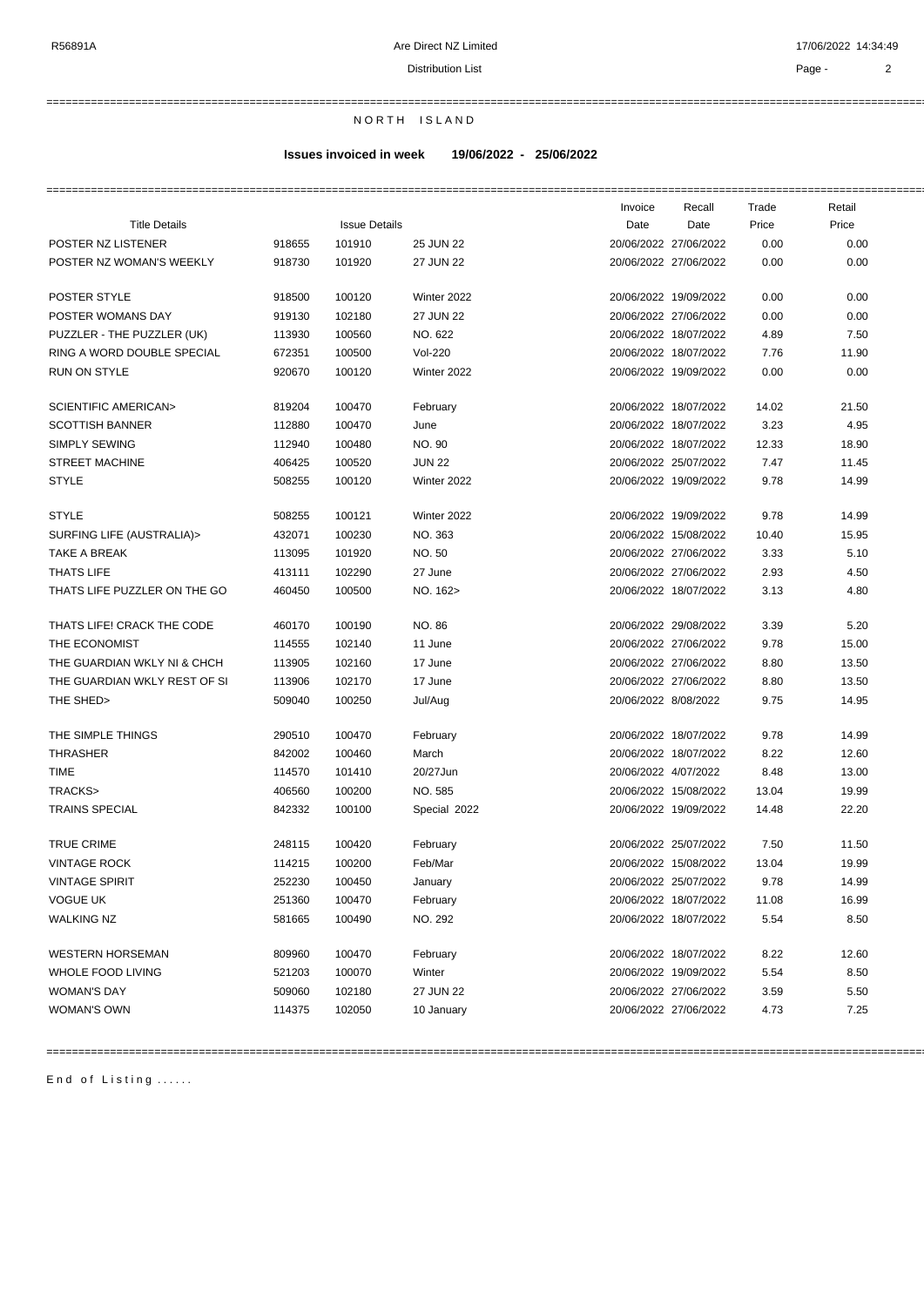NORTH ISLAND

**Issues invoiced in week 19/06/2022 - 25/06/2022**

| Title Details | Issue Details | | | Invoice Date | Recall Date | Trade Price | Retail Price |
|---|---|---|---|---|---|---|---|
| POSTER NZ LISTENER | 918655 | 101910 | 25 JUN 22 | 20/06/2022 | 27/06/2022 | 0.00 | 0.00 |
| POSTER NZ WOMAN'S WEEKLY | 918730 | 101920 | 27 JUN 22 | 20/06/2022 | 27/06/2022 | 0.00 | 0.00 |
| POSTER STYLE | 918500 | 100120 | Winter 2022 | 20/06/2022 | 19/09/2022 | 0.00 | 0.00 |
| POSTER WOMANS DAY | 919130 | 102180 | 27 JUN 22 | 20/06/2022 | 27/06/2022 | 0.00 | 0.00 |
| PUZZLER - THE PUZZLER (UK) | 113930 | 100560 | NO. 622 | 20/06/2022 | 18/07/2022 | 4.89 | 7.50 |
| RING A WORD DOUBLE SPECIAL | 672351 | 100500 | Vol-220 | 20/06/2022 | 18/07/2022 | 7.76 | 11.90 |
| RUN ON STYLE | 920670 | 100120 | Winter 2022 | 20/06/2022 | 19/09/2022 | 0.00 | 0.00 |
| SCIENTIFIC AMERICAN> | 819204 | 100470 | February | 20/06/2022 | 18/07/2022 | 14.02 | 21.50 |
| SCOTTISH BANNER | 112880 | 100470 | June | 20/06/2022 | 18/07/2022 | 3.23 | 4.95 |
| SIMPLY SEWING | 112940 | 100480 | NO. 90 | 20/06/2022 | 18/07/2022 | 12.33 | 18.90 |
| STREET MACHINE | 406425 | 100520 | JUN 22 | 20/06/2022 | 25/07/2022 | 7.47 | 11.45 |
| STYLE | 508255 | 100120 | Winter 2022 | 20/06/2022 | 19/09/2022 | 9.78 | 14.99 |
| STYLE | 508255 | 100121 | Winter 2022 | 20/06/2022 | 19/09/2022 | 9.78 | 14.99 |
| SURFING LIFE (AUSTRALIA)> | 432071 | 100230 | NO. 363 | 20/06/2022 | 15/08/2022 | 10.40 | 15.95 |
| TAKE A BREAK | 113095 | 101920 | NO. 50 | 20/06/2022 | 27/06/2022 | 3.33 | 5.10 |
| THATS LIFE | 413111 | 102290 | 27 June | 20/06/2022 | 27/06/2022 | 2.93 | 4.50 |
| THATS LIFE PUZZLER ON THE GO | 460450 | 100500 | NO. 162> | 20/06/2022 | 18/07/2022 | 3.13 | 4.80 |
| THATS LIFE! CRACK THE CODE | 460170 | 100190 | NO. 86 | 20/06/2022 | 29/08/2022 | 3.39 | 5.20 |
| THE ECONOMIST | 114555 | 102140 | 11 June | 20/06/2022 | 27/06/2022 | 9.78 | 15.00 |
| THE GUARDIAN WKLY NI & CHCH | 113905 | 102160 | 17 June | 20/06/2022 | 27/06/2022 | 8.80 | 13.50 |
| THE GUARDIAN WKLY REST OF SI | 113906 | 102170 | 17 June | 20/06/2022 | 27/06/2022 | 8.80 | 13.50 |
| THE SHED> | 509040 | 100250 | Jul/Aug | 20/06/2022 | 8/08/2022 | 9.75 | 14.95 |
| THE SIMPLE THINGS | 290510 | 100470 | February | 20/06/2022 | 18/07/2022 | 9.78 | 14.99 |
| THRASHER | 842002 | 100460 | March | 20/06/2022 | 18/07/2022 | 8.22 | 12.60 |
| TIME | 114570 | 101410 | 20/27Jun | 20/06/2022 | 4/07/2022 | 8.48 | 13.00 |
| TRACKS> | 406560 | 100200 | NO. 585 | 20/06/2022 | 15/08/2022 | 13.04 | 19.99 |
| TRAINS SPECIAL | 842332 | 100100 | Special 2022 | 20/06/2022 | 19/09/2022 | 14.48 | 22.20 |
| TRUE CRIME | 248115 | 100420 | February | 20/06/2022 | 25/07/2022 | 7.50 | 11.50 |
| VINTAGE ROCK | 114215 | 100200 | Feb/Mar | 20/06/2022 | 15/08/2022 | 13.04 | 19.99 |
| VINTAGE SPIRIT | 252230 | 100450 | January | 20/06/2022 | 25/07/2022 | 9.78 | 14.99 |
| VOGUE UK | 251360 | 100470 | February | 20/06/2022 | 18/07/2022 | 11.08 | 16.99 |
| WALKING NZ | 581665 | 100490 | NO. 292 | 20/06/2022 | 18/07/2022 | 5.54 | 8.50 |
| WESTERN HORSEMAN | 809960 | 100470 | February | 20/06/2022 | 18/07/2022 | 8.22 | 12.60 |
| WHOLE FOOD LIVING | 521203 | 100070 | Winter | 20/06/2022 | 19/09/2022 | 5.54 | 8.50 |
| WOMAN'S DAY | 509060 | 102180 | 27 JUN 22 | 20/06/2022 | 27/06/2022 | 3.59 | 5.50 |
| WOMAN'S OWN | 114375 | 102050 | 10 January | 20/06/2022 | 27/06/2022 | 4.73 | 7.25 |

End of Listing ......